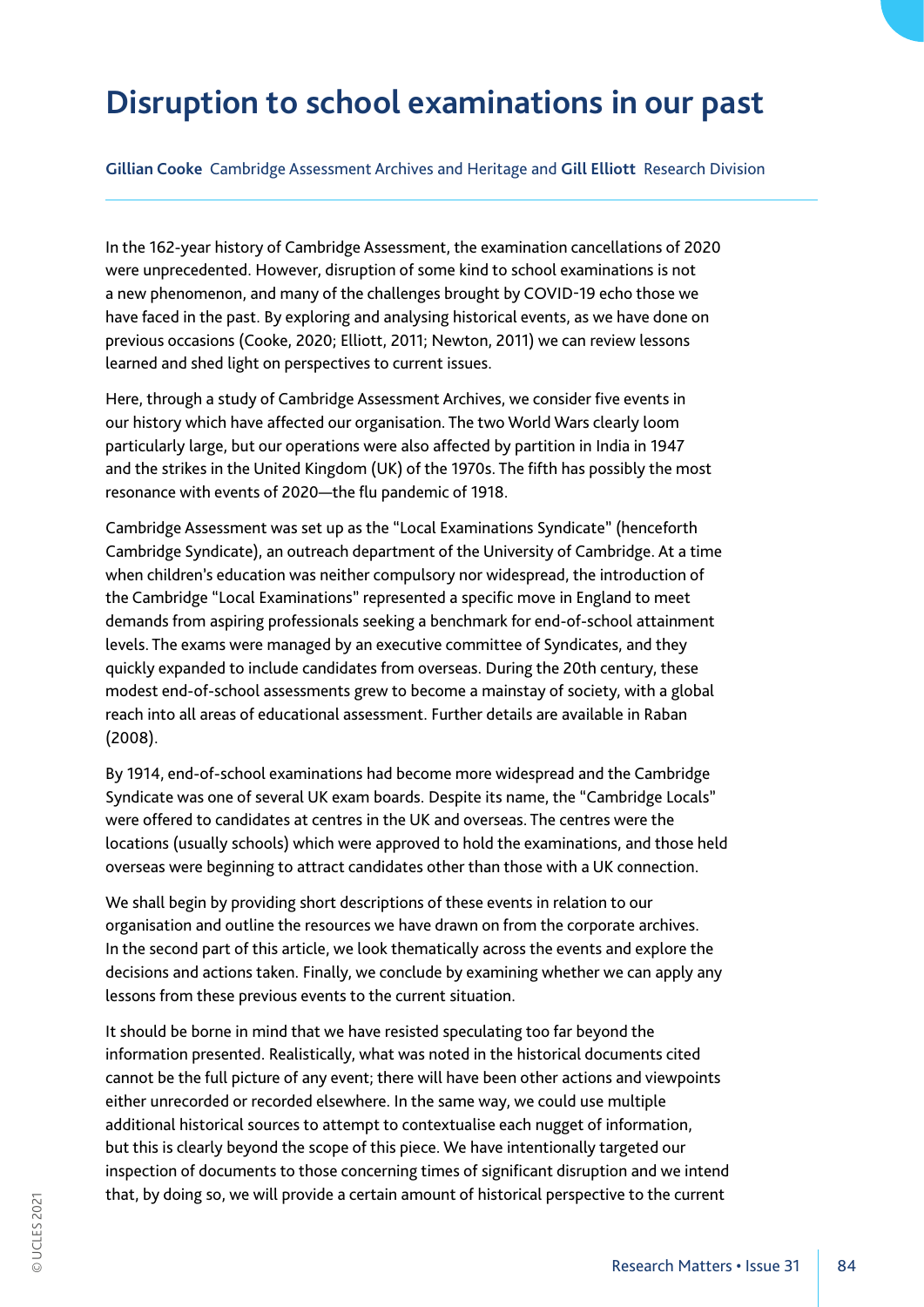# Disruption to school examinations in our past

**Gillian Cooke** Cambridge Assessment Archives and Heritage and **Gill Elliott** Research Division

In the 162-year history of Cambridge Assessment, the examination cancellations of 2020 were unprecedented. However, disruption of some kind to school examinations is not a new phenomenon, and many of the challenges brought by COVID-19 echo those we have faced in the past. By exploring and analysing historical events, as we have done on previous occasions (Cooke, 2020; Elliott, 2011; Newton, 2011) we can review lessons learned and shed light on perspectives to current issues.

Here, through a study of Cambridge Assessment Archives, we consider five events in our history which have affected our organisation. The two World Wars clearly loom particularly large, but our operations were also affected by partition in India in 1947 and the strikes in the United Kingdom (UK) of the 1970s. The fifth has possibly the most resonance with events of 2020—the flu pandemic of 1918.

Cambridge Assessment was set up as the "Local Examinations Syndicate" (henceforth Cambridge Syndicate), an outreach department of the University of Cambridge. At a time when children's education was neither compulsory nor widespread, the introduction of the Cambridge "Local Examinations" represented a specific move in England to meet demands from aspiring professionals seeking a benchmark for end-of-school attainment levels. The exams were managed by an executive committee of Syndicates, and they quickly expanded to include candidates from overseas. During the 20th century, these modest end-of-school assessments grew to become a mainstay of society, with a global reach into all areas of educational assessment. Further details are available in Raban (2008).

By 1914, end-of-school examinations had become more widespread and the Cambridge Syndicate was one of several UK exam boards. Despite its name, the "Cambridge Locals" were offered to candidates at centres in the UK and overseas. The centres were the locations (usually schools) which were approved to hold the examinations, and those held overseas were beginning to attract candidates other than those with a UK connection.

We shall begin by providing short descriptions of these events in relation to our organisation and outline the resources we have drawn on from the corporate archives. In the second part of this article, we look thematically across the events and explore the decisions and actions taken. Finally, we conclude by examining whether we can apply any lessons from these previous events to the current situation.

It should be borne in mind that we have resisted speculating too far beyond the information presented. Realistically, what was noted in the historical documents cited cannot be the full picture of any event; there will have been other actions and viewpoints either unrecorded or recorded elsewhere. In the same way, we could use multiple additional historical sources to attempt to contextualise each nugget of information, but this is clearly beyond the scope of this piece. We have intentionally targeted our inspection of documents to those concerning times of significant disruption and we intend that, by doing so, we will provide a certain amount of historical perspective to the current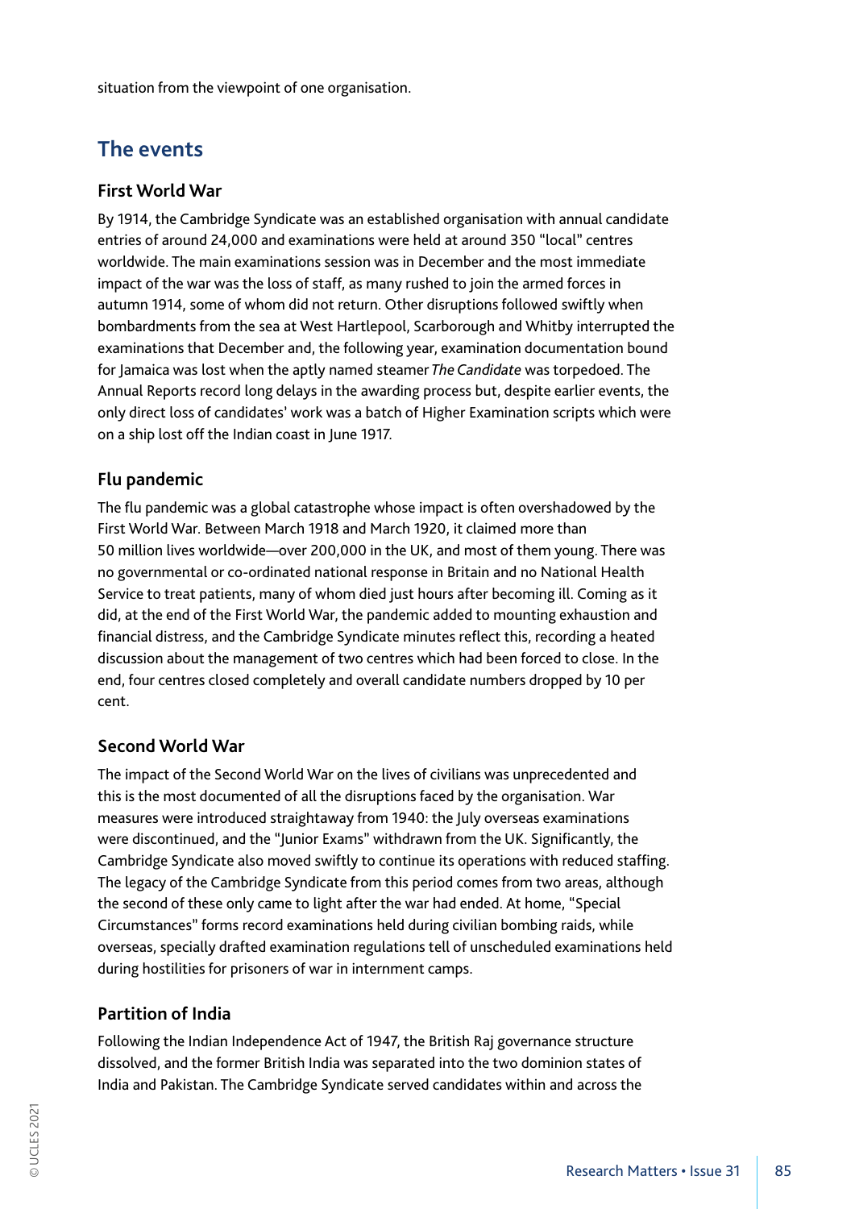situation from the viewpoint of one organisation.

## The events

### First World War

By 1914, the Cambridge Syndicate was an established organisation with annual candidate entries of around 24,000 and examinations were held at around 350 "local" centres worldwide. The main examinations session was in December and the most immediate impact of the war was the loss of staff, as many rushed to join the armed forces in autumn 1914, some of whom did not return. Other disruptions followed swiftly when bombardments from the sea at West Hartlepool, Scarborough and Whitby interrupted the examinations that December and, the following year, examination documentation bound for Jamaica was lost when the aptly named steamer *The Candidate* was torpedoed. The Annual Reports record long delays in the awarding process but, despite earlier events, the only direct loss of candidates' work was a batch of Higher Examination scripts which were on a ship lost off the Indian coast in June 1917.

### Flu pandemic

The flu pandemic was a global catastrophe whose impact is often overshadowed by the First World War. Between March 1918 and March 1920, it claimed more than 50 million lives worldwide—over 200,000 in the UK, and most of them young. There was no governmental or co-ordinated national response in Britain and no National Health Service to treat patients, many of whom died just hours after becoming ill. Coming as it did, at the end of the First World War, the pandemic added to mounting exhaustion and financial distress, and the Cambridge Syndicate minutes reflect this, recording a heated discussion about the management of two centres which had been forced to close. In the end, four centres closed completely and overall candidate numbers dropped by 10 per cent.

### Second World War

The impact of the Second World War on the lives of civilians was unprecedented and this is the most documented of all the disruptions faced by the organisation. War measures were introduced straightaway from 1940: the July overseas examinations were discontinued, and the "Junior Exams" withdrawn from the UK. Significantly, the Cambridge Syndicate also moved swiftly to continue its operations with reduced staffing. The legacy of the Cambridge Syndicate from this period comes from two areas, although the second of these only came to light after the war had ended. At home, "Special Circumstances" forms record examinations held during civilian bombing raids, while overseas, specially drafted examination regulations tell of unscheduled examinations held during hostilities for prisoners of war in internment camps.

### Partition of India

Following the Indian Independence Act of 1947, the British Raj governance structure dissolved, and the former British India was separated into the two dominion states of India and Pakistan. The Cambridge Syndicate served candidates within and across the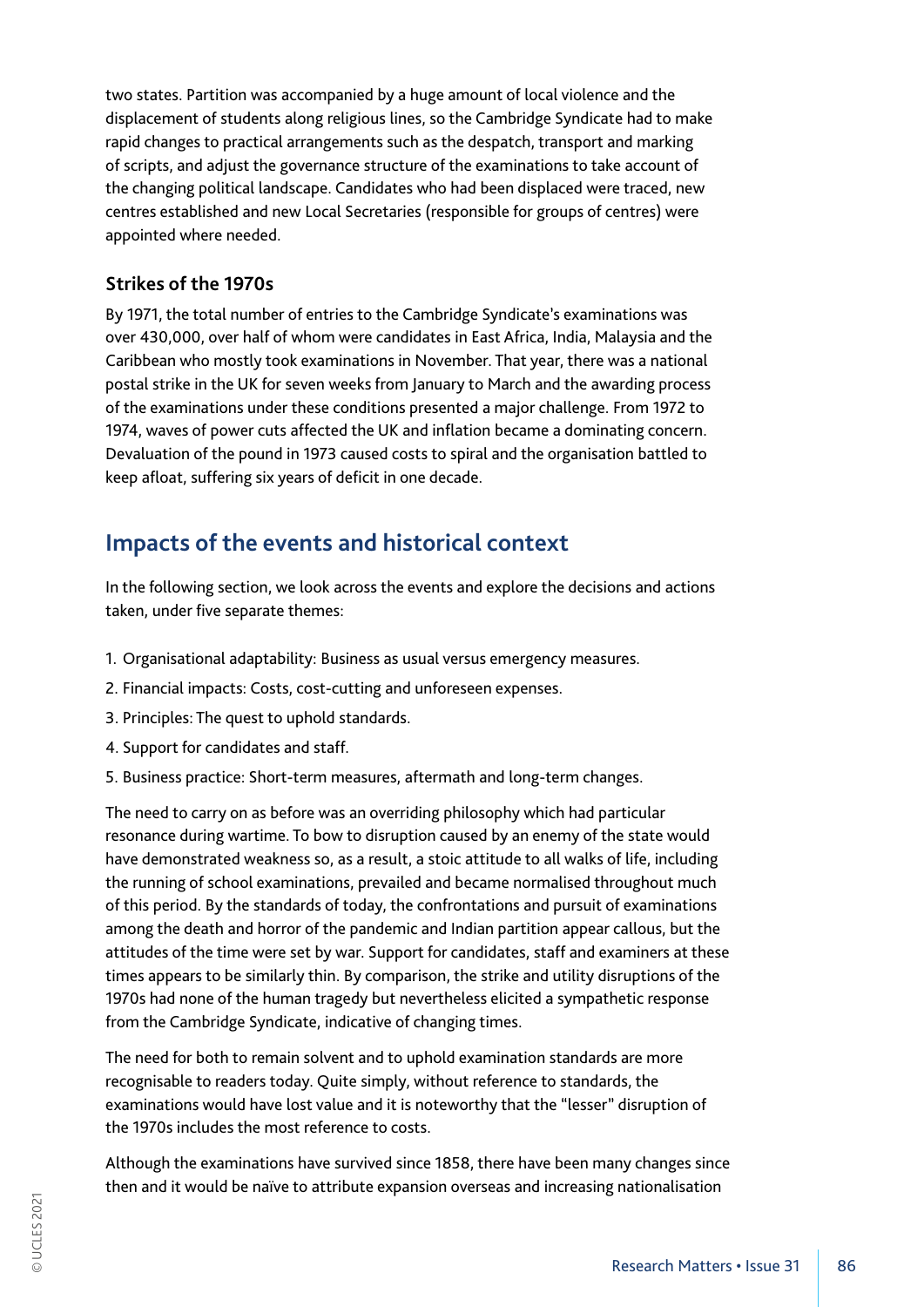two states. Partition was accompanied by a huge amount of local violence and the displacement of students along religious lines, so the Cambridge Syndicate had to make rapid changes to practical arrangements such as the despatch, transport and marking of scripts, and adjust the governance structure of the examinations to take account of the changing political landscape. Candidates who had been displaced were traced, new centres established and new Local Secretaries (responsible for groups of centres) were appointed where needed.

### Strikes of the 1970s

By 1971, the total number of entries to the Cambridge Syndicate's examinations was over 430,000, over half of whom were candidates in East Africa, India, Malaysia and the Caribbean who mostly took examinations in November. That year, there was a national postal strike in the UK for seven weeks from January to March and the awarding process of the examinations under these conditions presented a major challenge. From 1972 to 1974, waves of power cuts affected the UK and inflation became a dominating concern. Devaluation of the pound in 1973 caused costs to spiral and the organisation battled to keep afloat, suffering six years of deficit in one decade.

## Impacts of the events and historical context

In the following section, we look across the events and explore the decisions and actions taken, under five separate themes:

1. Organisational adaptability: Business as usual versus emergency measures.
2. Financial impacts: Costs, cost-cutting and unforeseen expenses.
3. Principles: The quest to uphold standards.
4. Support for candidates and staff.
5. Business practice: Short-term measures, aftermath and long-term changes.

The need to carry on as before was an overriding philosophy which had particular resonance during wartime. To bow to disruption caused by an enemy of the state would have demonstrated weakness so, as a result, a stoic attitude to all walks of life, including the running of school examinations, prevailed and became normalised throughout much of this period. By the standards of today, the confrontations and pursuit of examinations among the death and horror of the pandemic and Indian partition appear callous, but the attitudes of the time were set by war. Support for candidates, staff and examiners at these times appears to be similarly thin. By comparison, the strike and utility disruptions of the 1970s had none of the human tragedy but nevertheless elicited a sympathetic response from the Cambridge Syndicate, indicative of changing times.

The need for both to remain solvent and to uphold examination standards are more recognisable to readers today. Quite simply, without reference to standards, the examinations would have lost value and it is noteworthy that the "lesser" disruption of the 1970s includes the most reference to costs.

Although the examinations have survived since 1858, there have been many changes since then and it would be naïve to attribute expansion overseas and increasing nationalisation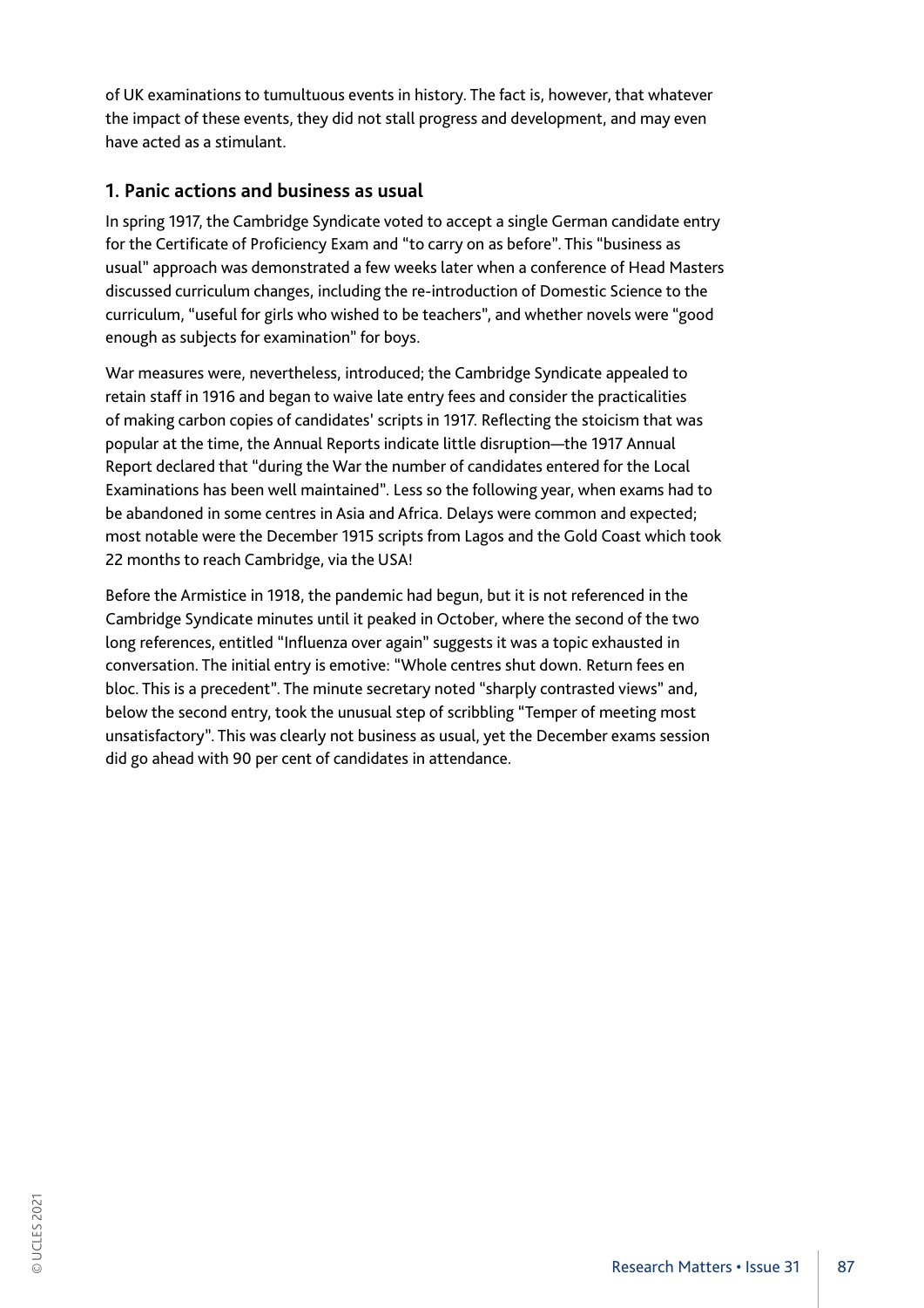of UK examinations to tumultuous events in history. The fact is, however, that whatever the impact of these events, they did not stall progress and development, and may even have acted as a stimulant.

## 1. Panic actions and business as usual

In spring 1917, the Cambridge Syndicate voted to accept a single German candidate entry for the Certificate of Proficiency Exam and "to carry on as before". This "business as usual" approach was demonstrated a few weeks later when a conference of Head Masters discussed curriculum changes, including the re-introduction of Domestic Science to the curriculum, "useful for girls who wished to be teachers", and whether novels were "good enough as subjects for examination" for boys.

War measures were, nevertheless, introduced; the Cambridge Syndicate appealed to retain staff in 1916 and began to waive late entry fees and consider the practicalities of making carbon copies of candidates' scripts in 1917. Reflecting the stoicism that was popular at the time, the Annual Reports indicate little disruption—the 1917 Annual Report declared that "during the War the number of candidates entered for the Local Examinations has been well maintained". Less so the following year, when exams had to be abandoned in some centres in Asia and Africa. Delays were common and expected; most notable were the December 1915 scripts from Lagos and the Gold Coast which took 22 months to reach Cambridge, via the USA!

Before the Armistice in 1918, the pandemic had begun, but it is not referenced in the Cambridge Syndicate minutes until it peaked in October, where the second of the two long references, entitled "Influenza over again" suggests it was a topic exhausted in conversation. The initial entry is emotive: "Whole centres shut down. Return fees en bloc. This is a precedent". The minute secretary noted "sharply contrasted views" and, below the second entry, took the unusual step of scribbling "Temper of meeting most unsatisfactory". This was clearly not business as usual, yet the December exams session did go ahead with 90 per cent of candidates in attendance.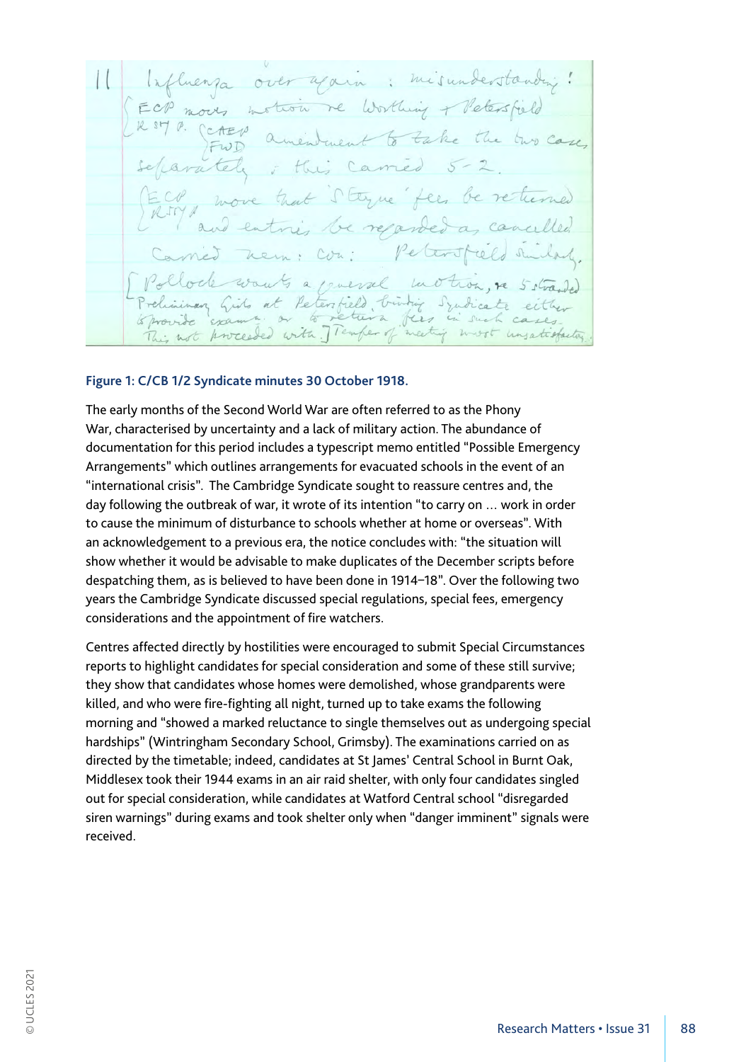**Figure 1: C/CB 1/2 Syndicate minutes 30 October 1918.**

The early months of the Second World War are often referred to as the Phony War, characterised by uncertainty and a lack of military action. The abundance of documentation for this period includes a typescript memo entitled "Possible Emergency Arrangements" which outlines arrangements for evacuated schools in the event of an "international crisis". The Cambridge Syndicate sought to reassure centres and, the day following the outbreak of war, it wrote of its intention "to carry on … work in order to cause the minimum of disturbance to schools whether at home or overseas". With an acknowledgement to a previous era, the notice concludes with: "the situation will show whether it would be advisable to make duplicates of the December scripts before despatching them, as is believed to have been done in 1914–18". Over the following two years the Cambridge Syndicate discussed special regulations, special fees, emergency considerations and the appointment of fire watchers.

Centres affected directly by hostilities were encouraged to submit Special Circumstances reports to highlight candidates for special consideration and some of these still survive; they show that candidates whose homes were demolished, whose grandparents were killed, and who were fire-fighting all night, turned up to take exams the following morning and "showed a marked reluctance to single themselves out as undergoing special hardships" (Wintringham Secondary School, Grimsby). The examinations carried on as directed by the timetable; indeed, candidates at St James' Central School in Burnt Oak, Middlesex took their 1944 exams in an air raid shelter, with only four candidates singled out for special consideration, while candidates at Watford Central school "disregarded siren warnings" during exams and took shelter only when "danger imminent" signals were received.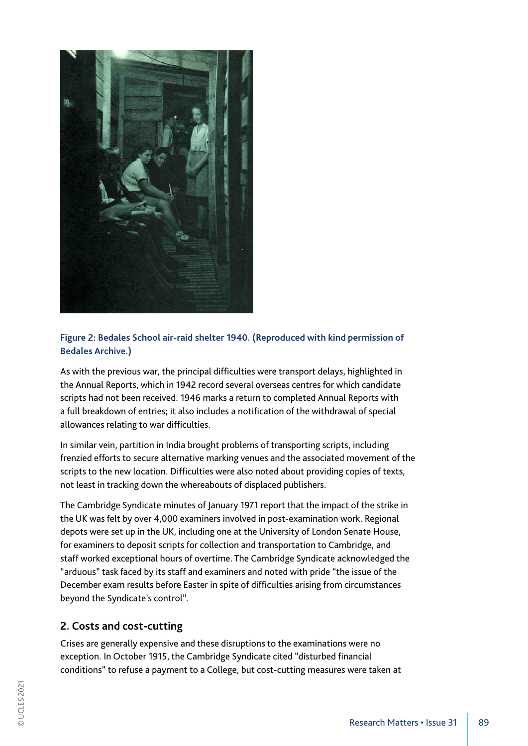**Figure 2: Bedales School air-raid shelter 1940. (Reproduced with kind permission of Bedales Archive.)**

As with the previous war, the principal difficulties were transport delays, highlighted in the Annual Reports, which in 1942 record several overseas centres for which candidate scripts had not been received. 1946 marks a return to completed Annual Reports with a full breakdown of entries; it also includes a notification of the withdrawal of special allowances relating to war difficulties.

In similar vein, partition in India brought problems of transporting scripts, including frenzied efforts to secure alternative marking venues and the associated movement of the scripts to the new location. Difficulties were also noted about providing copies of texts, not least in tracking down the whereabouts of displaced publishers.

The Cambridge Syndicate minutes of January 1971 report that the impact of the strike in the UK was felt by over 4,000 examiners involved in post-examination work. Regional depots were set up in the UK, including one at the University of London Senate House, for examiners to deposit scripts for collection and transportation to Cambridge, and staff worked exceptional hours of overtime. The Cambridge Syndicate acknowledged the "arduous" task faced by its staff and examiners and noted with pride "the issue of the December exam results before Easter in spite of difficulties arising from circumstances beyond the Syndicate's control".

## 2. Costs and cost-cutting

Crises are generally expensive and these disruptions to the examinations were no exception. In October 1915, the Cambridge Syndicate cited "disturbed financial conditions" to refuse a payment to a College, but cost-cutting measures were taken at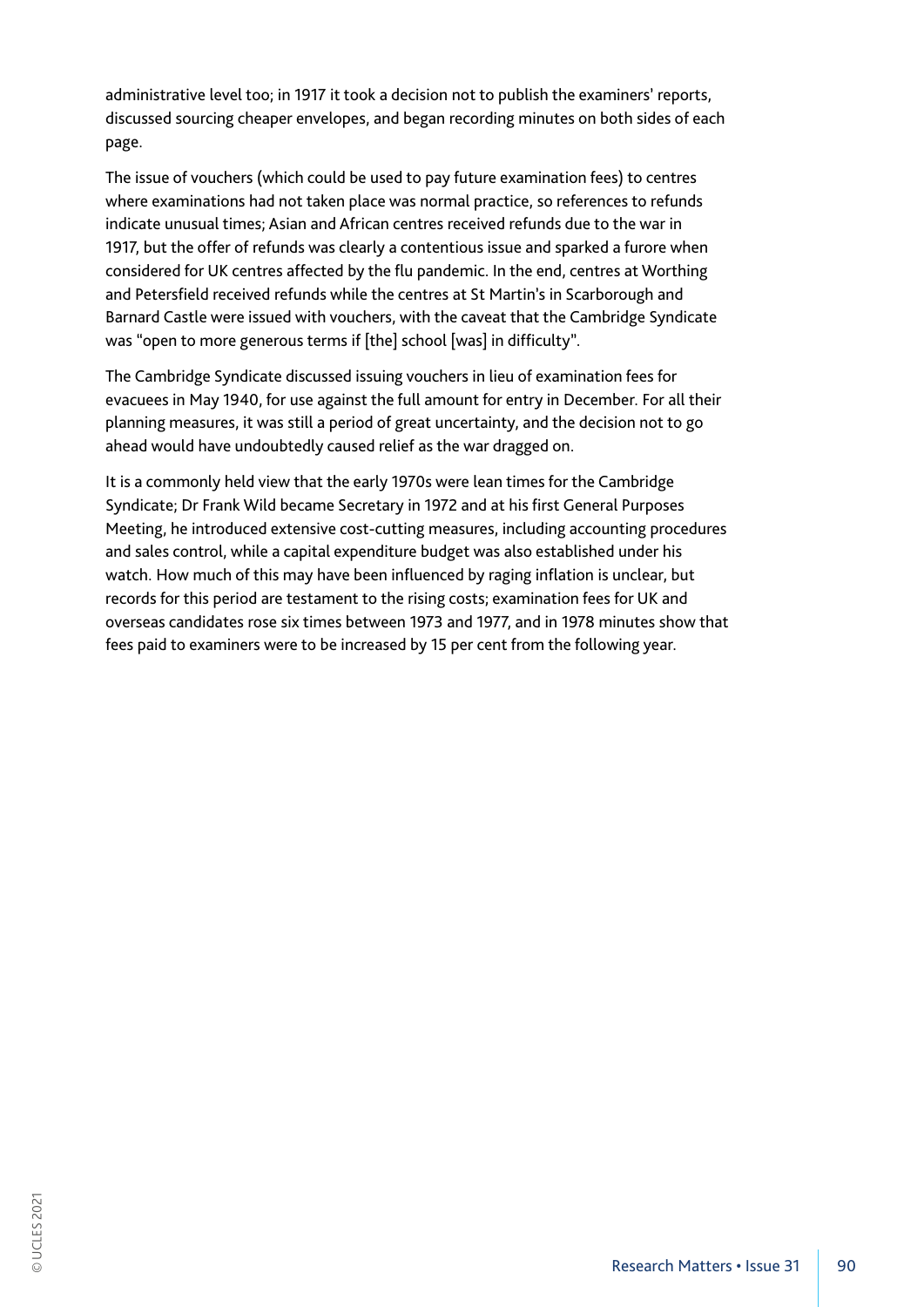administrative level too; in 1917 it took a decision not to publish the examiners' reports, discussed sourcing cheaper envelopes, and began recording minutes on both sides of each page.

The issue of vouchers (which could be used to pay future examination fees) to centres where examinations had not taken place was normal practice, so references to refunds indicate unusual times; Asian and African centres received refunds due to the war in 1917, but the offer of refunds was clearly a contentious issue and sparked a furore when considered for UK centres affected by the flu pandemic. In the end, centres at Worthing and Petersfield received refunds while the centres at St Martin's in Scarborough and Barnard Castle were issued with vouchers, with the caveat that the Cambridge Syndicate was "open to more generous terms if [the] school [was] in difficulty".

The Cambridge Syndicate discussed issuing vouchers in lieu of examination fees for evacuees in May 1940, for use against the full amount for entry in December. For all their planning measures, it was still a period of great uncertainty, and the decision not to go ahead would have undoubtedly caused relief as the war dragged on.

It is a commonly held view that the early 1970s were lean times for the Cambridge Syndicate; Dr Frank Wild became Secretary in 1972 and at his first General Purposes Meeting, he introduced extensive cost-cutting measures, including accounting procedures and sales control, while a capital expenditure budget was also established under his watch. How much of this may have been influenced by raging inflation is unclear, but records for this period are testament to the rising costs; examination fees for UK and overseas candidates rose six times between 1973 and 1977, and in 1978 minutes show that fees paid to examiners were to be increased by 15 per cent from the following year.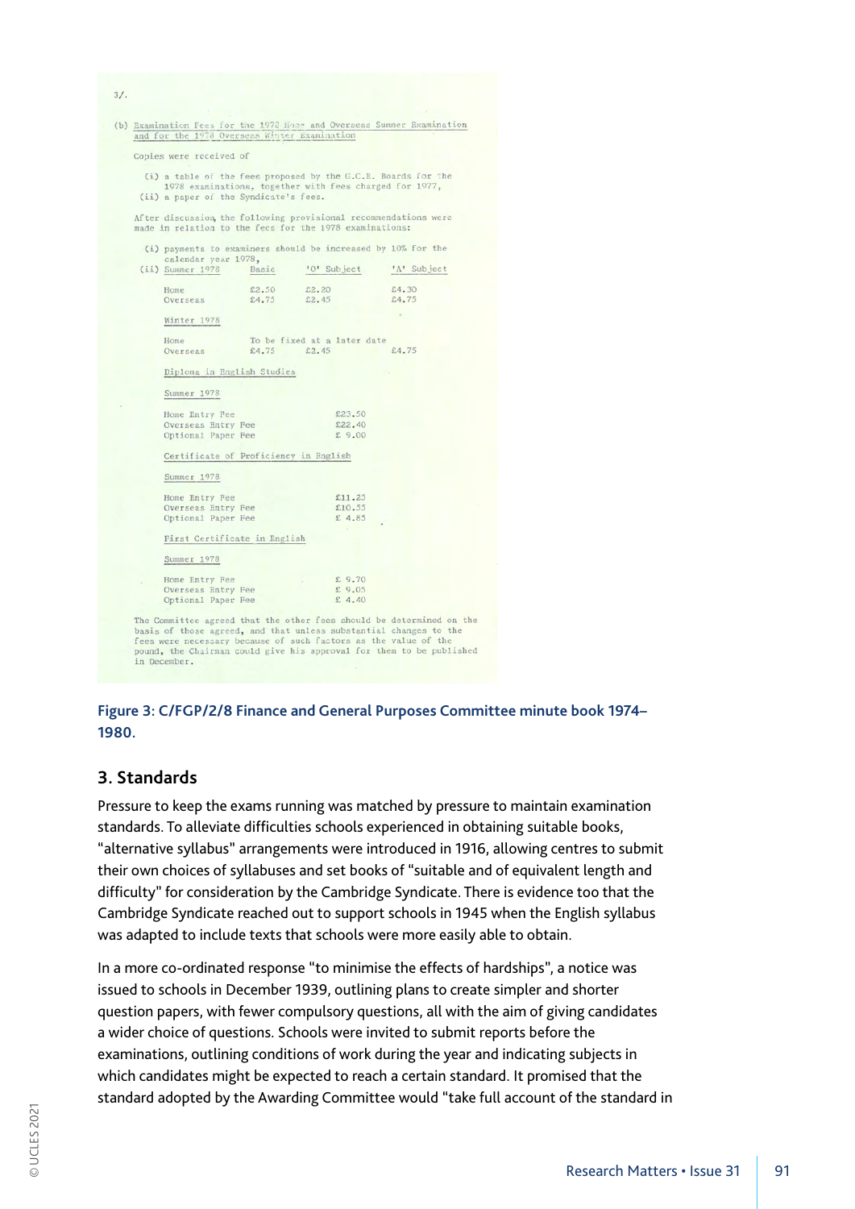3/.

(b) Examination Fees for the 1978 Home and Overseas Summer Examination and for the 1978 Overseas Winter Examination

Copies were received of

(i) a table of the fees proposed by the G.C.E. Boards for the 1978 examinations, together with fees charged for 1977,
(ii) a paper of the Syndicate's fees.

After discussion, the following provisional recommendations were made in relation to the fees for the 1978 examinations:

(i) payments to examiners should be increased by 10% for the calendar year 1978,
(ii) Summer 1978

| | Basic | 'O' Subject | 'A' Subject |
|---|---|---|---|
| Home | £2.50 | £2.20 | £4.30 |
| Overseas | £4.75 | £2.45 | £4.75 |

Winter 1978

| | Basic | 'O' Subject | 'A' Subject |
|---|---|---|---|
| Home | To be fixed at a later date | | |
| Overseas | £4.75 | £2.45 | £4.75 |

Diploma in English Studies

Summer 1978

| | |
|---|---|
| Home Entry Fee | £23.50 |
| Overseas Entry Fee | £22.40 |
| Optional Paper Fee | £ 9.00 |

Certificate of Proficiency in English

Summer 1978

| | |
|---|---|
| Home Entry Fee | £11.25 |
| Overseas Entry Fee | £10.55 |
| Optional Paper Fee | £ 4.85 |

First Certificate in English

Summer 1978

| | |
|---|---|
| Home Entry Fee | £ 9.70 |
| Overseas Entry Fee | £ 9.05 |
| Optional Paper Fee | £ 4.40 |

The Committee agreed that the other fees should be determined on the basis of those agreed, and that unless substantial changes to the fees were necessary because of such factors as the value of the pound, the Chairman could give his approval for them to be published in December.

**Figure 3: C/FGP/2/8 Finance and General Purposes Committee minute book 1974–1980.**

## 3. Standards

Pressure to keep the exams running was matched by pressure to maintain examination standards. To alleviate difficulties schools experienced in obtaining suitable books, "alternative syllabus" arrangements were introduced in 1916, allowing centres to submit their own choices of syllabuses and set books of "suitable and of equivalent length and difficulty" for consideration by the Cambridge Syndicate. There is evidence too that the Cambridge Syndicate reached out to support schools in 1945 when the English syllabus was adapted to include texts that schools were more easily able to obtain.

In a more co-ordinated response "to minimise the effects of hardships", a notice was issued to schools in December 1939, outlining plans to create simpler and shorter question papers, with fewer compulsory questions, all with the aim of giving candidates a wider choice of questions. Schools were invited to submit reports before the examinations, outlining conditions of work during the year and indicating subjects in which candidates might be expected to reach a certain standard. It promised that the standard adopted by the Awarding Committee would "take full account of the standard in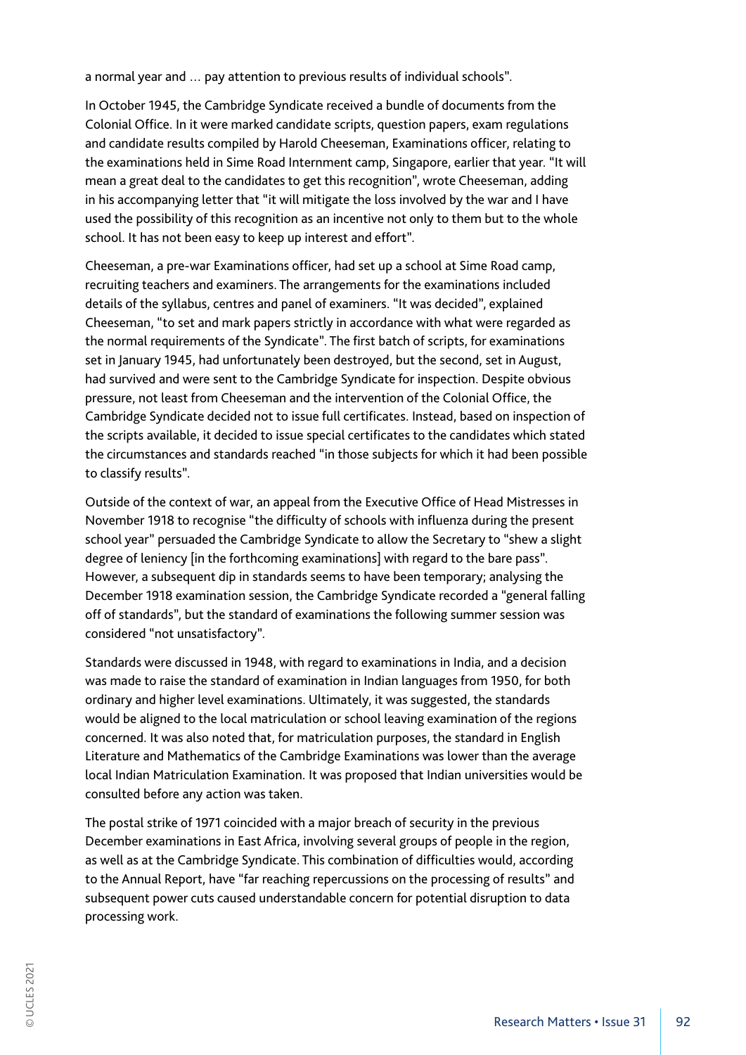a normal year and … pay attention to previous results of individual schools".

In October 1945, the Cambridge Syndicate received a bundle of documents from the Colonial Office. In it were marked candidate scripts, question papers, exam regulations and candidate results compiled by Harold Cheeseman, Examinations officer, relating to the examinations held in Sime Road Internment camp, Singapore, earlier that year. "It will mean a great deal to the candidates to get this recognition", wrote Cheeseman, adding in his accompanying letter that "it will mitigate the loss involved by the war and I have used the possibility of this recognition as an incentive not only to them but to the whole school. It has not been easy to keep up interest and effort".

Cheeseman, a pre-war Examinations officer, had set up a school at Sime Road camp, recruiting teachers and examiners. The arrangements for the examinations included details of the syllabus, centres and panel of examiners. "It was decided", explained Cheeseman, "to set and mark papers strictly in accordance with what were regarded as the normal requirements of the Syndicate". The first batch of scripts, for examinations set in January 1945, had unfortunately been destroyed, but the second, set in August, had survived and were sent to the Cambridge Syndicate for inspection. Despite obvious pressure, not least from Cheeseman and the intervention of the Colonial Office, the Cambridge Syndicate decided not to issue full certificates. Instead, based on inspection of the scripts available, it decided to issue special certificates to the candidates which stated the circumstances and standards reached "in those subjects for which it had been possible to classify results".

Outside of the context of war, an appeal from the Executive Office of Head Mistresses in November 1918 to recognise "the difficulty of schools with influenza during the present school year" persuaded the Cambridge Syndicate to allow the Secretary to "shew a slight degree of leniency [in the forthcoming examinations] with regard to the bare pass". However, a subsequent dip in standards seems to have been temporary; analysing the December 1918 examination session, the Cambridge Syndicate recorded a "general falling off of standards", but the standard of examinations the following summer session was considered "not unsatisfactory".

Standards were discussed in 1948, with regard to examinations in India, and a decision was made to raise the standard of examination in Indian languages from 1950, for both ordinary and higher level examinations. Ultimately, it was suggested, the standards would be aligned to the local matriculation or school leaving examination of the regions concerned. It was also noted that, for matriculation purposes, the standard in English Literature and Mathematics of the Cambridge Examinations was lower than the average local Indian Matriculation Examination. It was proposed that Indian universities would be consulted before any action was taken.

The postal strike of 1971 coincided with a major breach of security in the previous December examinations in East Africa, involving several groups of people in the region, as well as at the Cambridge Syndicate. This combination of difficulties would, according to the Annual Report, have "far reaching repercussions on the processing of results" and subsequent power cuts caused understandable concern for potential disruption to data processing work.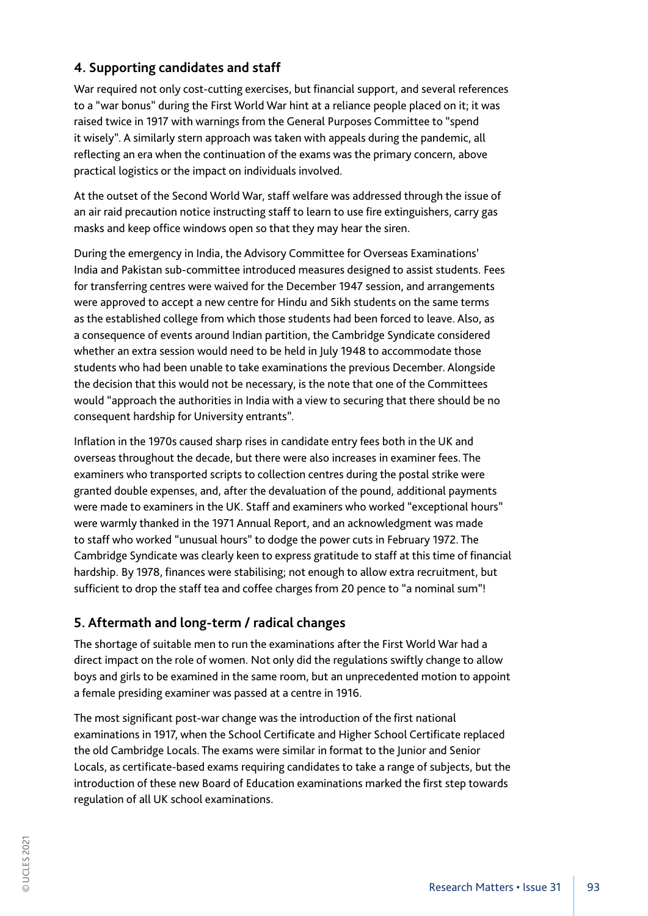## 4. Supporting candidates and staff

War required not only cost-cutting exercises, but financial support, and several references to a "war bonus" during the First World War hint at a reliance people placed on it; it was raised twice in 1917 with warnings from the General Purposes Committee to "spend it wisely". A similarly stern approach was taken with appeals during the pandemic, all reflecting an era when the continuation of the exams was the primary concern, above practical logistics or the impact on individuals involved.

At the outset of the Second World War, staff welfare was addressed through the issue of an air raid precaution notice instructing staff to learn to use fire extinguishers, carry gas masks and keep office windows open so that they may hear the siren.

During the emergency in India, the Advisory Committee for Overseas Examinations' India and Pakistan sub-committee introduced measures designed to assist students. Fees for transferring centres were waived for the December 1947 session, and arrangements were approved to accept a new centre for Hindu and Sikh students on the same terms as the established college from which those students had been forced to leave. Also, as a consequence of events around Indian partition, the Cambridge Syndicate considered whether an extra session would need to be held in July 1948 to accommodate those students who had been unable to take examinations the previous December. Alongside the decision that this would not be necessary, is the note that one of the Committees would "approach the authorities in India with a view to securing that there should be no consequent hardship for University entrants".

Inflation in the 1970s caused sharp rises in candidate entry fees both in the UK and overseas throughout the decade, but there were also increases in examiner fees. The examiners who transported scripts to collection centres during the postal strike were granted double expenses, and, after the devaluation of the pound, additional payments were made to examiners in the UK. Staff and examiners who worked "exceptional hours" were warmly thanked in the 1971 Annual Report, and an acknowledgment was made to staff who worked "unusual hours" to dodge the power cuts in February 1972. The Cambridge Syndicate was clearly keen to express gratitude to staff at this time of financial hardship. By 1978, finances were stabilising; not enough to allow extra recruitment, but sufficient to drop the staff tea and coffee charges from 20 pence to "a nominal sum"!

## 5. Aftermath and long-term / radical changes

The shortage of suitable men to run the examinations after the First World War had a direct impact on the role of women. Not only did the regulations swiftly change to allow boys and girls to be examined in the same room, but an unprecedented motion to appoint a female presiding examiner was passed at a centre in 1916.

The most significant post-war change was the introduction of the first national examinations in 1917, when the School Certificate and Higher School Certificate replaced the old Cambridge Locals. The exams were similar in format to the Junior and Senior Locals, as certificate-based exams requiring candidates to take a range of subjects, but the introduction of these new Board of Education examinations marked the first step towards regulation of all UK school examinations.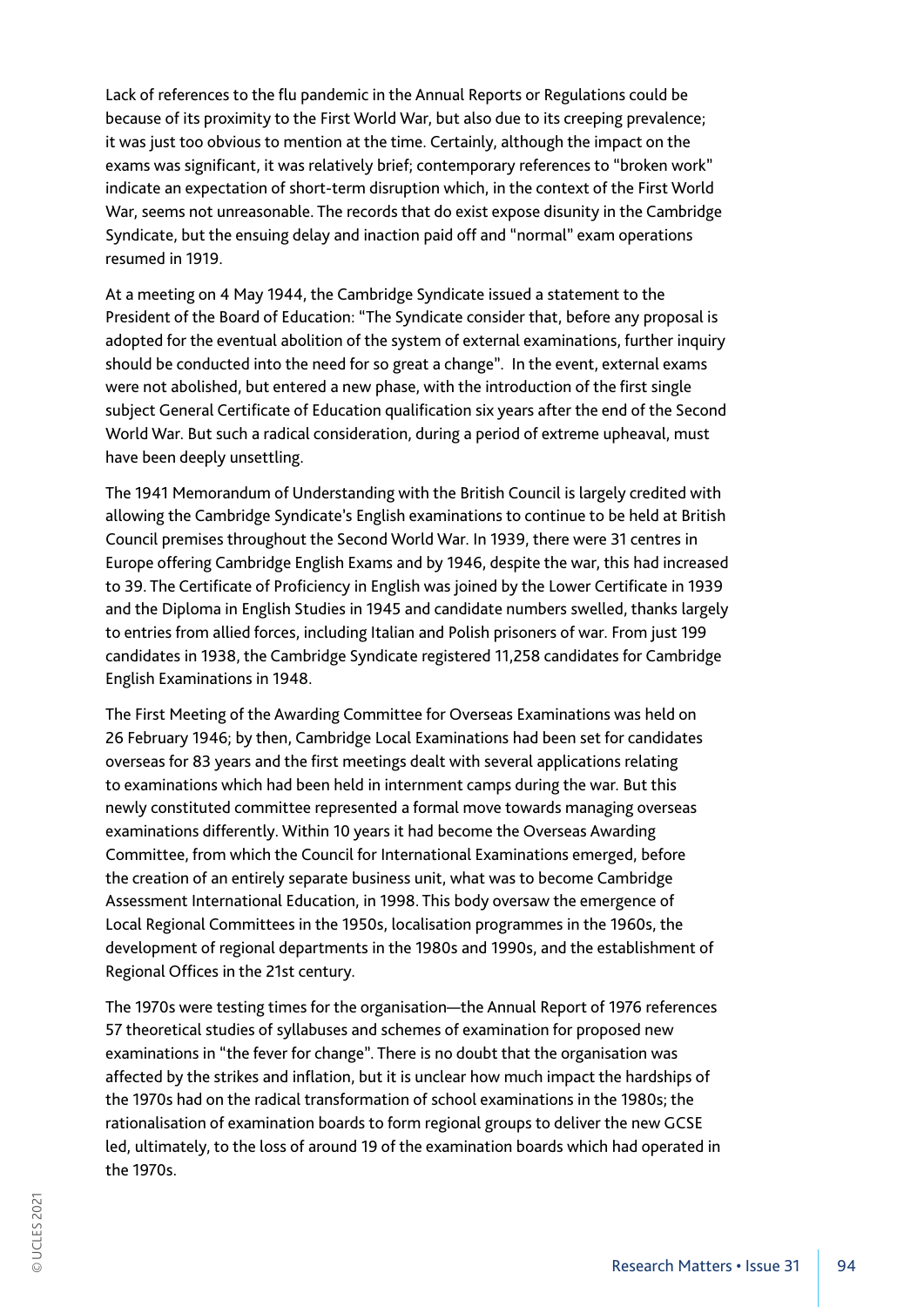Lack of references to the flu pandemic in the Annual Reports or Regulations could be because of its proximity to the First World War, but also due to its creeping prevalence; it was just too obvious to mention at the time. Certainly, although the impact on the exams was significant, it was relatively brief; contemporary references to "broken work" indicate an expectation of short-term disruption which, in the context of the First World War, seems not unreasonable. The records that do exist expose disunity in the Cambridge Syndicate, but the ensuing delay and inaction paid off and "normal" exam operations resumed in 1919.

At a meeting on 4 May 1944, the Cambridge Syndicate issued a statement to the President of the Board of Education: "The Syndicate consider that, before any proposal is adopted for the eventual abolition of the system of external examinations, further inquiry should be conducted into the need for so great a change". In the event, external exams were not abolished, but entered a new phase, with the introduction of the first single subject General Certificate of Education qualification six years after the end of the Second World War. But such a radical consideration, during a period of extreme upheaval, must have been deeply unsettling.

The 1941 Memorandum of Understanding with the British Council is largely credited with allowing the Cambridge Syndicate's English examinations to continue to be held at British Council premises throughout the Second World War. In 1939, there were 31 centres in Europe offering Cambridge English Exams and by 1946, despite the war, this had increased to 39. The Certificate of Proficiency in English was joined by the Lower Certificate in 1939 and the Diploma in English Studies in 1945 and candidate numbers swelled, thanks largely to entries from allied forces, including Italian and Polish prisoners of war. From just 199 candidates in 1938, the Cambridge Syndicate registered 11,258 candidates for Cambridge English Examinations in 1948.

The First Meeting of the Awarding Committee for Overseas Examinations was held on 26 February 1946; by then, Cambridge Local Examinations had been set for candidates overseas for 83 years and the first meetings dealt with several applications relating to examinations which had been held in internment camps during the war. But this newly constituted committee represented a formal move towards managing overseas examinations differently. Within 10 years it had become the Overseas Awarding Committee, from which the Council for International Examinations emerged, before the creation of an entirely separate business unit, what was to become Cambridge Assessment International Education, in 1998. This body oversaw the emergence of Local Regional Committees in the 1950s, localisation programmes in the 1960s, the development of regional departments in the 1980s and 1990s, and the establishment of Regional Offices in the 21st century.

The 1970s were testing times for the organisation—the Annual Report of 1976 references 57 theoretical studies of syllabuses and schemes of examination for proposed new examinations in "the fever for change". There is no doubt that the organisation was affected by the strikes and inflation, but it is unclear how much impact the hardships of the 1970s had on the radical transformation of school examinations in the 1980s; the rationalisation of examination boards to form regional groups to deliver the new GCSE led, ultimately, to the loss of around 19 of the examination boards which had operated in the 1970s.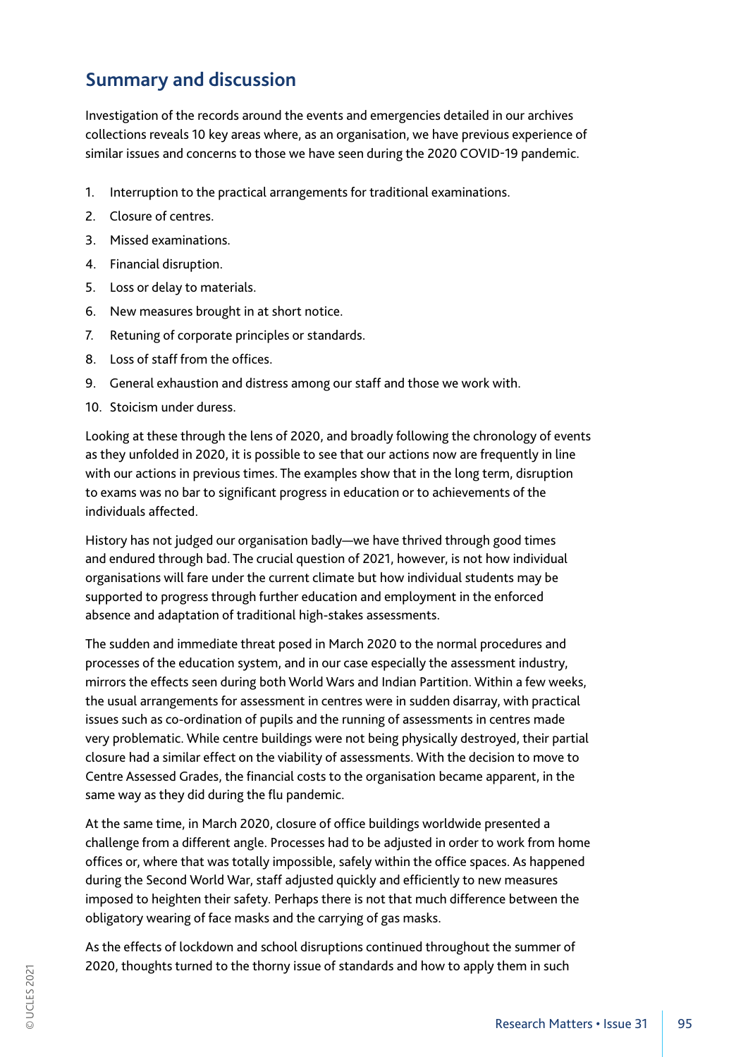## Summary and discussion

Investigation of the records around the events and emergencies detailed in our archives collections reveals 10 key areas where, as an organisation, we have previous experience of similar issues and concerns to those we have seen during the 2020 COVID-19 pandemic.

1. Interruption to the practical arrangements for traditional examinations.
2. Closure of centres.
3. Missed examinations.
4. Financial disruption.
5. Loss or delay to materials.
6. New measures brought in at short notice.
7. Retuning of corporate principles or standards.
8. Loss of staff from the offices.
9. General exhaustion and distress among our staff and those we work with.
10. Stoicism under duress.

Looking at these through the lens of 2020, and broadly following the chronology of events as they unfolded in 2020, it is possible to see that our actions now are frequently in line with our actions in previous times. The examples show that in the long term, disruption to exams was no bar to significant progress in education or to achievements of the individuals affected.

History has not judged our organisation badly—we have thrived through good times and endured through bad. The crucial question of 2021, however, is not how individual organisations will fare under the current climate but how individual students may be supported to progress through further education and employment in the enforced absence and adaptation of traditional high-stakes assessments.

The sudden and immediate threat posed in March 2020 to the normal procedures and processes of the education system, and in our case especially the assessment industry, mirrors the effects seen during both World Wars and Indian Partition. Within a few weeks, the usual arrangements for assessment in centres were in sudden disarray, with practical issues such as co-ordination of pupils and the running of assessments in centres made very problematic. While centre buildings were not being physically destroyed, their partial closure had a similar effect on the viability of assessments. With the decision to move to Centre Assessed Grades, the financial costs to the organisation became apparent, in the same way as they did during the flu pandemic.

At the same time, in March 2020, closure of office buildings worldwide presented a challenge from a different angle. Processes had to be adjusted in order to work from home offices or, where that was totally impossible, safely within the office spaces. As happened during the Second World War, staff adjusted quickly and efficiently to new measures imposed to heighten their safety. Perhaps there is not that much difference between the obligatory wearing of face masks and the carrying of gas masks.

As the effects of lockdown and school disruptions continued throughout the summer of 2020, thoughts turned to the thorny issue of standards and how to apply them in such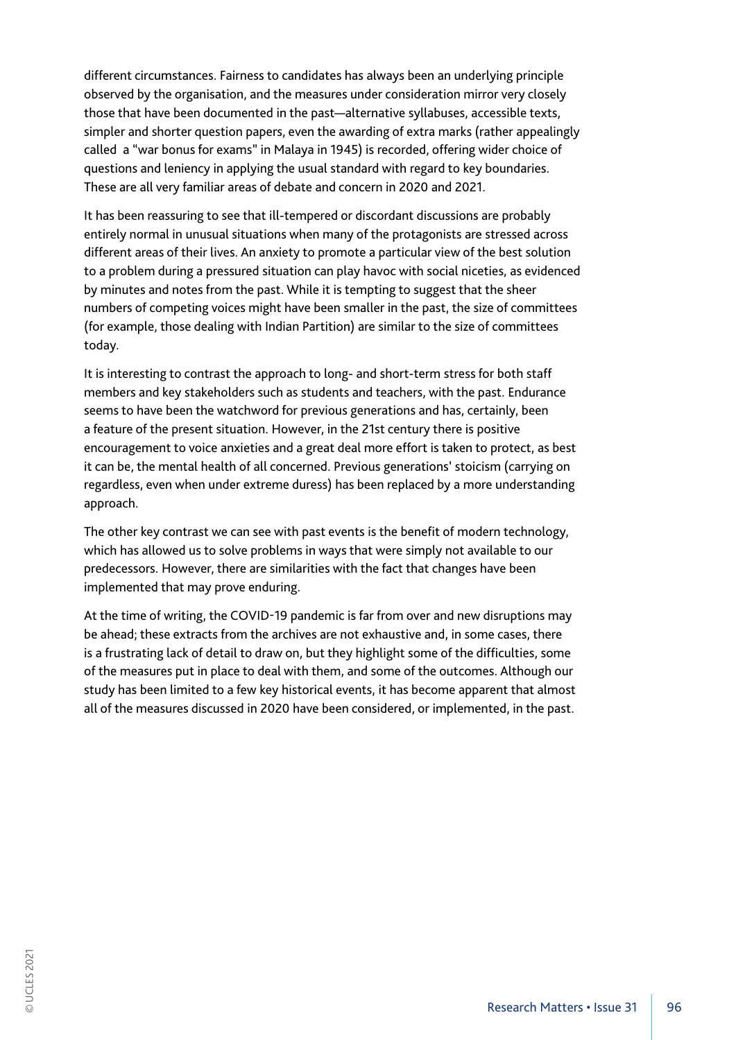different circumstances. Fairness to candidates has always been an underlying principle observed by the organisation, and the measures under consideration mirror very closely those that have been documented in the past—alternative syllabuses, accessible texts, simpler and shorter question papers, even the awarding of extra marks (rather appealingly called a "war bonus for exams" in Malaya in 1945) is recorded, offering wider choice of questions and leniency in applying the usual standard with regard to key boundaries. These are all very familiar areas of debate and concern in 2020 and 2021.

It has been reassuring to see that ill-tempered or discordant discussions are probably entirely normal in unusual situations when many of the protagonists are stressed across different areas of their lives. An anxiety to promote a particular view of the best solution to a problem during a pressured situation can play havoc with social niceties, as evidenced by minutes and notes from the past. While it is tempting to suggest that the sheer numbers of competing voices might have been smaller in the past, the size of committees (for example, those dealing with Indian Partition) are similar to the size of committees today.

It is interesting to contrast the approach to long- and short-term stress for both staff members and key stakeholders such as students and teachers, with the past. Endurance seems to have been the watchword for previous generations and has, certainly, been a feature of the present situation. However, in the 21st century there is positive encouragement to voice anxieties and a great deal more effort is taken to protect, as best it can be, the mental health of all concerned. Previous generations' stoicism (carrying on regardless, even when under extreme duress) has been replaced by a more understanding approach.

The other key contrast we can see with past events is the benefit of modern technology, which has allowed us to solve problems in ways that were simply not available to our predecessors. However, there are similarities with the fact that changes have been implemented that may prove enduring.

At the time of writing, the COVID-19 pandemic is far from over and new disruptions may be ahead; these extracts from the archives are not exhaustive and, in some cases, there is a frustrating lack of detail to draw on, but they highlight some of the difficulties, some of the measures put in place to deal with them, and some of the outcomes. Although our study has been limited to a few key historical events, it has become apparent that almost all of the measures discussed in 2020 have been considered, or implemented, in the past.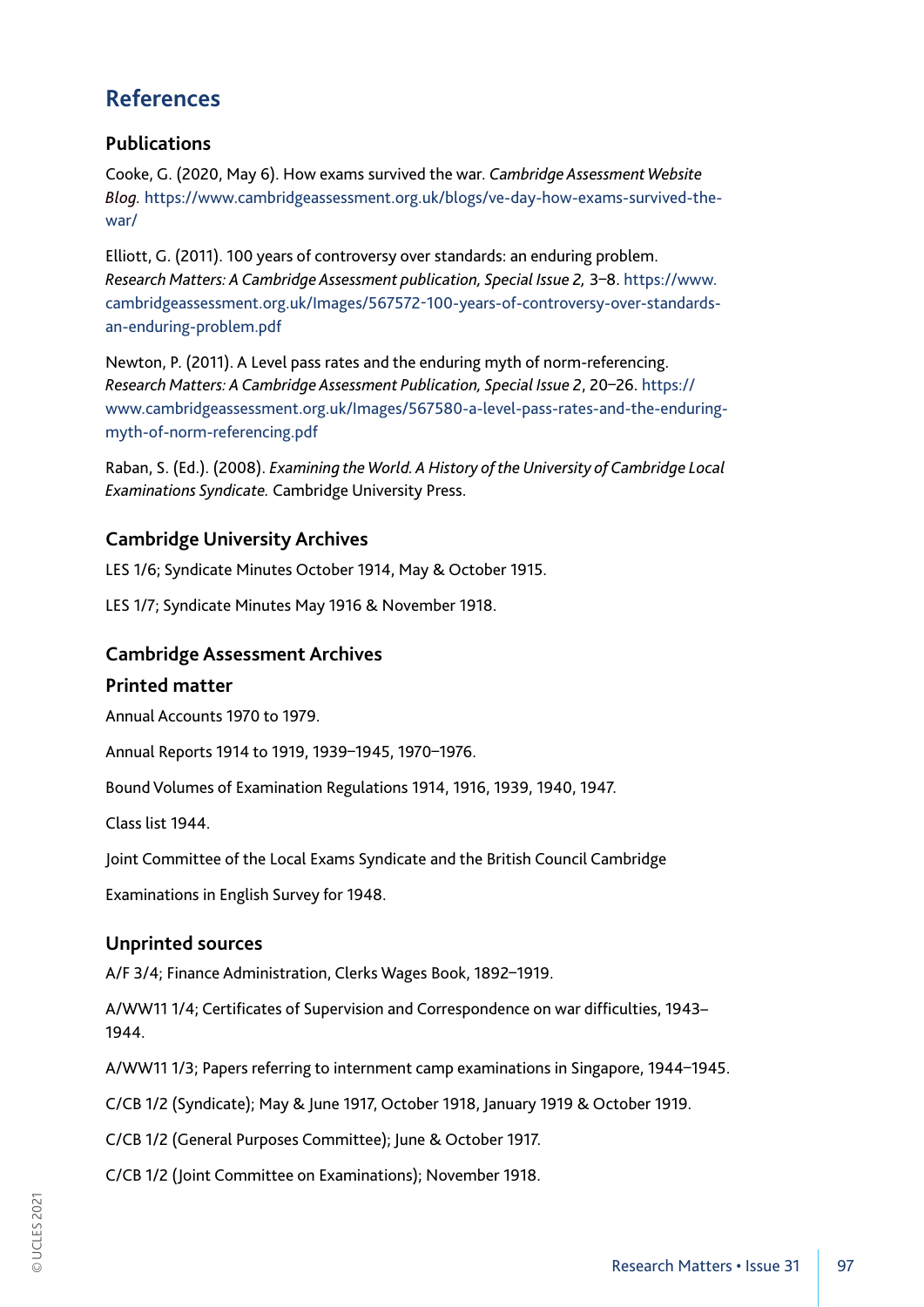## References

### Publications

Cooke, G. (2020, May 6). How exams survived the war. *Cambridge Assessment Website Blog.* https://www.cambridgeassessment.org.uk/blogs/ve-day-how-exams-survived-the-war/

Elliott, G. (2011). 100 years of controversy over standards: an enduring problem. *Research Matters: A Cambridge Assessment publication, Special Issue 2,* 3–8. https://www.cambridgeassessment.org.uk/Images/567572-100-years-of-controversy-over-standards-an-enduring-problem.pdf

Newton, P. (2011). A Level pass rates and the enduring myth of norm-referencing. *Research Matters: A Cambridge Assessment Publication, Special Issue 2*, 20–26. https://www.cambridgeassessment.org.uk/Images/567580-a-level-pass-rates-and-the-enduring-myth-of-norm-referencing.pdf

Raban, S. (Ed.). (2008). *Examining the World. A History of the University of Cambridge Local Examinations Syndicate.* Cambridge University Press.

### Cambridge University Archives

LES 1/6; Syndicate Minutes October 1914, May & October 1915.

LES 1/7; Syndicate Minutes May 1916 & November 1918.

### Cambridge Assessment Archives

#### Printed matter

Annual Accounts 1970 to 1979.

Annual Reports 1914 to 1919, 1939–1945, 1970–1976.

Bound Volumes of Examination Regulations 1914, 1916, 1939, 1940, 1947.

Class list 1944.

Joint Committee of the Local Exams Syndicate and the British Council Cambridge

Examinations in English Survey for 1948.

### Unprinted sources

A/F 3/4; Finance Administration, Clerks Wages Book, 1892–1919.

A/WW11 1/4; Certificates of Supervision and Correspondence on war difficulties, 1943–1944.

A/WW11 1/3; Papers referring to internment camp examinations in Singapore, 1944–1945.

C/CB 1/2 (Syndicate); May & June 1917, October 1918, January 1919 & October 1919.

C/CB 1/2 (General Purposes Committee); June & October 1917.

C/CB 1/2 (Joint Committee on Examinations); November 1918.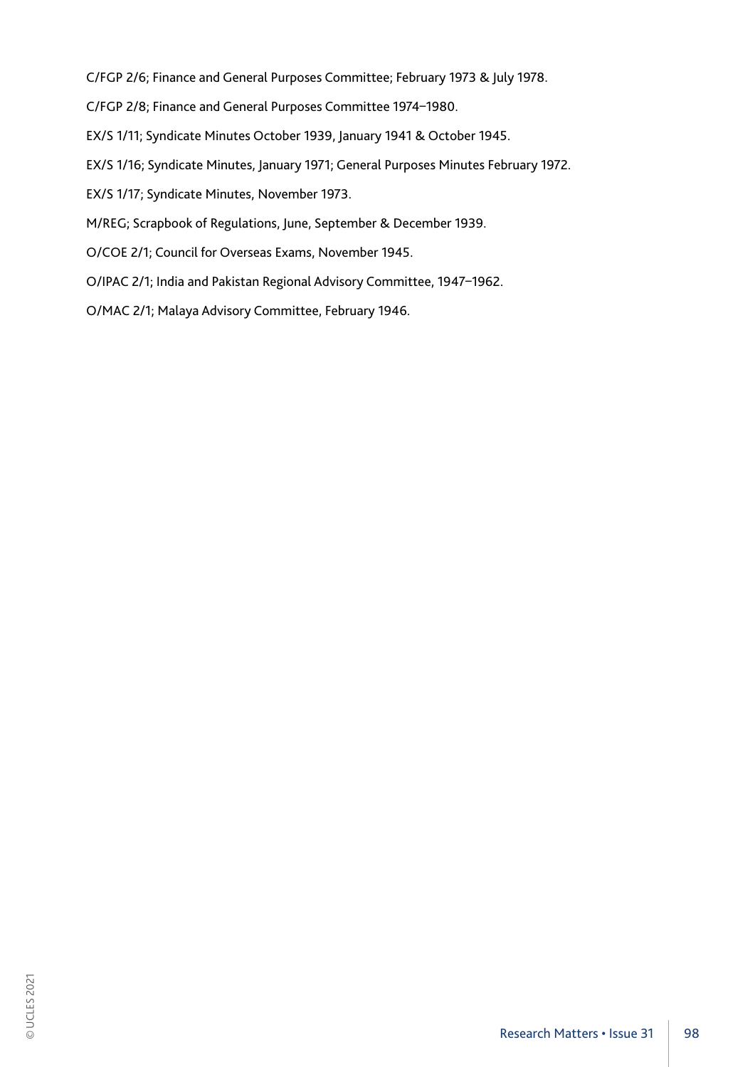C/FGP 2/6; Finance and General Purposes Committee; February 1973 & July 1978.

C/FGP 2/8; Finance and General Purposes Committee 1974–1980.

EX/S 1/11; Syndicate Minutes October 1939, January 1941 & October 1945.

EX/S 1/16; Syndicate Minutes, January 1971; General Purposes Minutes February 1972.

EX/S 1/17; Syndicate Minutes, November 1973.

M/REG; Scrapbook of Regulations, June, September & December 1939.

O/COE 2/1; Council for Overseas Exams, November 1945.

O/IPAC 2/1; India and Pakistan Regional Advisory Committee, 1947–1962.

O/MAC 2/1; Malaya Advisory Committee, February 1946.